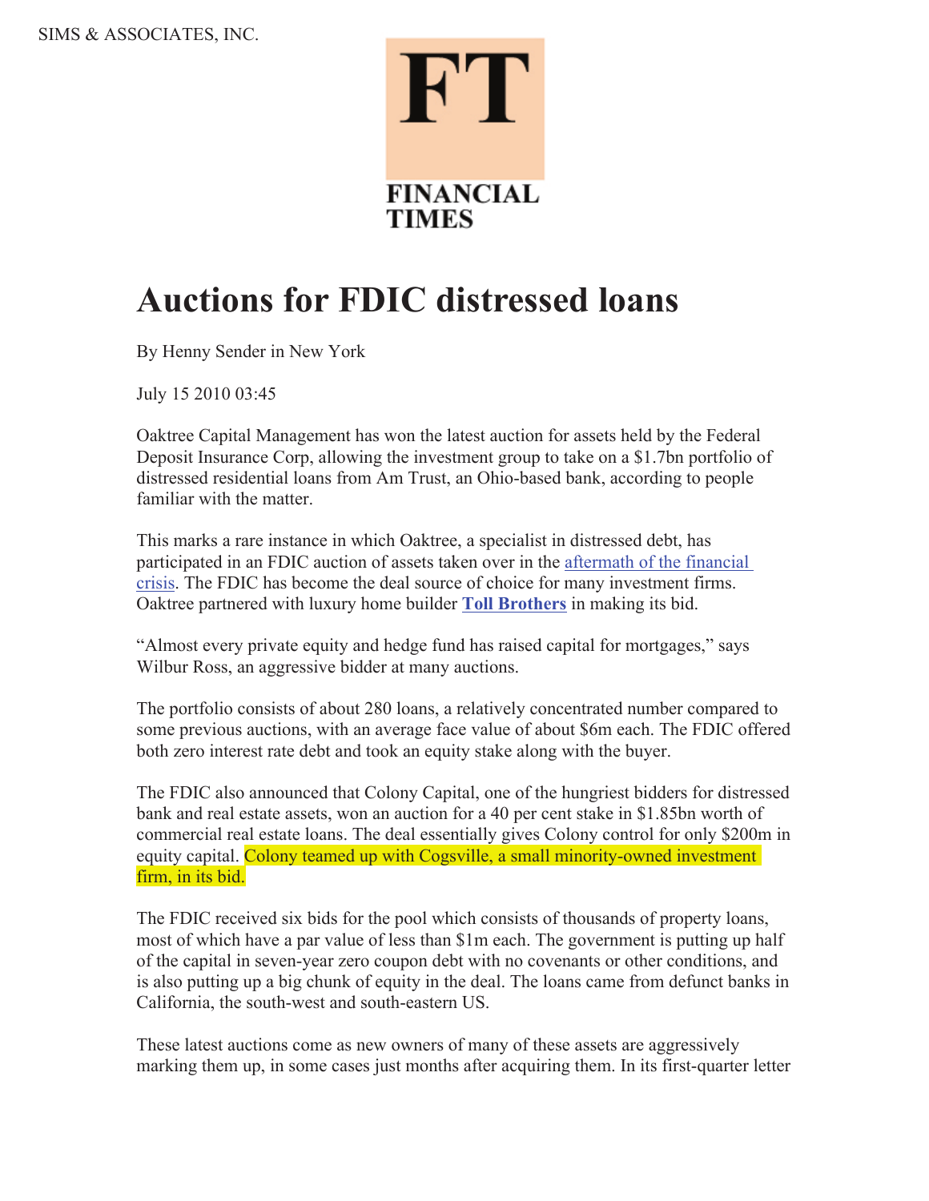SIMS & ASSOCIATES, INC.

FT FINANCIAL TIMES

# Auctions for FDIC distressed loans

By Henny Sender in New York

July 15 2010 03:45

Oaktree Capital Management has won the latest auction for assets held by the Federal Deposit Insurance Corp, allowing the investment group to take on a $1.7bn portfolio of distressed residential loans from Am Trust, an Ohio-based bank, according to people familiar with the matter.

This marks a rare instance in which Oaktree, a specialist in distressed debt, has participated in an FDIC auction of assets taken over in the aftermath of the financial crisis. The FDIC has become the deal source of choice for many investment firms. Oaktree partnered with luxury home builder **Toll Brothers** in making its bid.

"Almost every private equity and hedge fund has raised capital for mortgages," says Wilbur Ross, an aggressive bidder at many auctions.

The portfolio consists of about 280 loans, a relatively concentrated number compared to some previous auctions, with an average face value of about $6m each. The FDIC offered both zero interest rate debt and took an equity stake along with the buyer.

The FDIC also announced that Colony Capital, one of the hungriest bidders for distressed bank and real estate assets, won an auction for a 40 per cent stake in $1.85bn worth of commercial real estate loans. The deal essentially gives Colony control for only $200m in equity capital. Colony teamed up with Cogsville, a small minority-owned investment firm, in its bid.

The FDIC received six bids for the pool which consists of thousands of property loans, most of which have a par value of less than $1m each. The government is putting up half of the capital in seven-year zero coupon debt with no covenants or other conditions, and is also putting up a big chunk of equity in the deal. The loans came from defunct banks in California, the south-west and south-eastern US.

These latest auctions come as new owners of many of these assets are aggressively marking them up, in some cases just months after acquiring them. In its first-quarter letter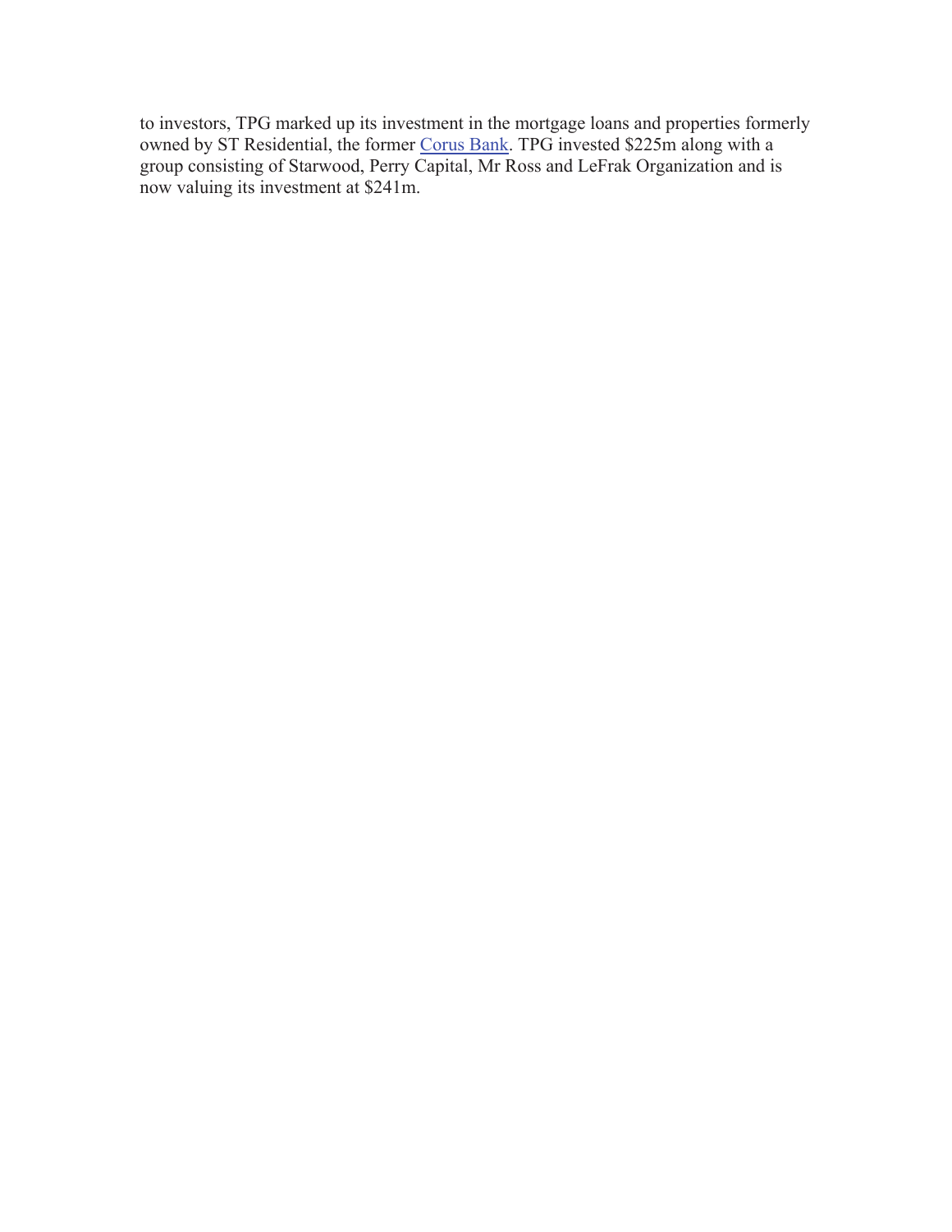to investors, TPG marked up its investment in the mortgage loans and properties formerly owned by ST Residential, the former Corus Bank. TPG invested $225m along with a group consisting of Starwood, Perry Capital, Mr Ross and LeFrak Organization and is now valuing its investment at $241m.